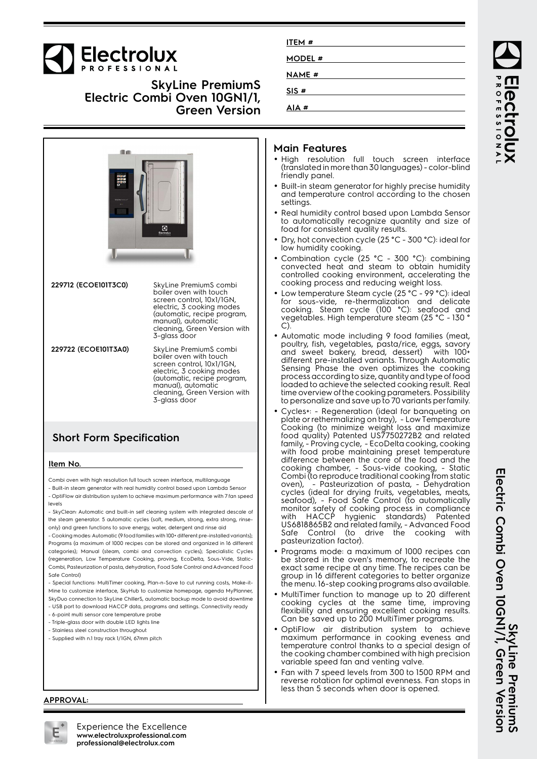# Electrolux PROFESSIONAL

## SkyLine PremiumS Electric Combi Oven 10GN1/1, Green Version

ITEM #

MODEL #

NAME #

SIS #

AIA #

| | |
|---|---|
| **229712 (ECOE101T3C0)** | SkyLine PremiumS combi boiler oven with touch screen control, 10x1/1GN, electric, 3 cooking modes (automatic, recipe program, manual), automatic cleaning, Green Version with 3-glass door |
| **229722 (ECOE101T3A0)** | SkyLine PremiumS combi boiler oven with touch screen control, 10x1/1GN, electric, 3 cooking modes (automatic, recipe program, manual), automatic cleaning, Green Version with 3-glass door |

## Short Form Specification

**Item No.**

Combi oven with high resolution full touch screen interface, multilanguage

- Built-in steam generator with real humidity control based upon Lambda Sensor
- OptiFlow air distribution system to achieve maximum performance with 7 fan speed levels
- SkyClean: Automatic and built-in self cleaning system with integrated descale of the steam generator. 5 automatic cycles (soft, medium, strong, extra strong, rinse-only) and green functions to save energy, water, detergent and rinse aid
- Cooking modes: Automatic (9 food families with 100+ different pre-installed variants); Programs (a maximum of 1000 recipes can be stored and organized in 16 different categories); Manual (steam, combi and convection cycles); Specialistic Cycles (regeneration, Low Temperature Cooking, proving, EcoDelta, Sous-Vide, Static-Combi, Pasteurization of pasta, dehydration, Food Safe Control and Advanced Food Safe Control)
- Special functions: MultiTimer cooking, Plan-n-Save to cut running costs, Make-it-Mine to customize interface, SkyHub to customize homepage, agenda MyPlanner, SkyDuo connection to SkyLine ChillerS, automatic backup mode to avoid downtime
- USB port to download HACCP data, programs and settings. Connectivity ready
- 6-point multi sensor core temperature probe
- Triple-glass door with double LED lights line
- Stainless steel construction throughout
- Supplied with n.1 tray rack 1/1GN, 67mm pitch

**APPROVAL:**

## Main Features

- High resolution full touch screen interface (translated in more than 30 languages) - color-blind friendly panel.
- Built-in steam generator for highly precise humidity and temperature control according to the chosen settings.
- Real humidity control based upon Lambda Sensor to automatically recognize quantity and size of food for consistent quality results.
- Dry, hot convection cycle (25 °C - 300 °C): ideal for low humidity cooking.
- Combination cycle (25 °C - 300 °C): combining convected heat and steam to obtain humidity controlled cooking environment, accelerating the cooking process and reducing weight loss.
- Low temperature Steam cycle (25 °C - 99 °C): ideal for sous-vide, re-thermalization and delicate cooking. Steam cycle (100 °C): seafood and vegetables. High temperature steam (25 °C - 130 °C).
- Automatic mode including 9 food families (meat, poultry, fish, vegetables, pasta/rice, eggs, savory and sweet bakery, bread, dessert) with 100+ different pre-installed variants. Through Automatic Sensing Phase the oven optimizes the cooking process according to size, quantity and type of food loaded to achieve the selected cooking result. Real time overview of the cooking parameters. Possibility to personalize and save up to 70 variants per family.
- Cycles+: - Regeneration (ideal for banqueting on plate or rethermalizing on tray), - Low Temperature Cooking (to minimize weight loss and maximize food quality) Patented US7750272B2 and related family, - Proving cycle, - EcoDelta cooking, cooking with food probe maintaining preset temperature difference between the core of the food and the cooking chamber, - Sous-vide cooking, - Static Combi (to reproduce traditional cooking from static oven), - Pasteurization of pasta, - Dehydration cycles (ideal for drying fruits, vegetables, meats, seafood), - Food Safe Control (to automatically monitor safety of cooking process in compliance with HACCP hygienic standards) Patented US6818865B2 and related family, - Advanced Food Safe Control (to drive the cooking with pasteurization factor).
- Programs mode: a maximum of 1000 recipes can be stored in the oven's memory, to recreate the exact same recipe at any time. The recipes can be group in 16 different categories to better organize the menu. 16-step cooking programs also available.
- MultiTimer function to manage up to 20 different cooking cycles at the same time, improving flexibility and ensuring excellent cooking results. Can be saved up to 200 MultiTimer programs.
- OptiFlow air distribution system to achieve maximum performance in cooking eveness and temperature control thanks to a special design of the cooking chamber combined with high precision variable speed fan and venting valve.
- Fan with 7 speed levels from 300 to 1500 RPM and reverse rotation for optimal evenness. Fan stops in less than 5 seconds when door is opened.

Experience the Excellence
**www.electroluxprofessional.com**
**professional@electrolux.com**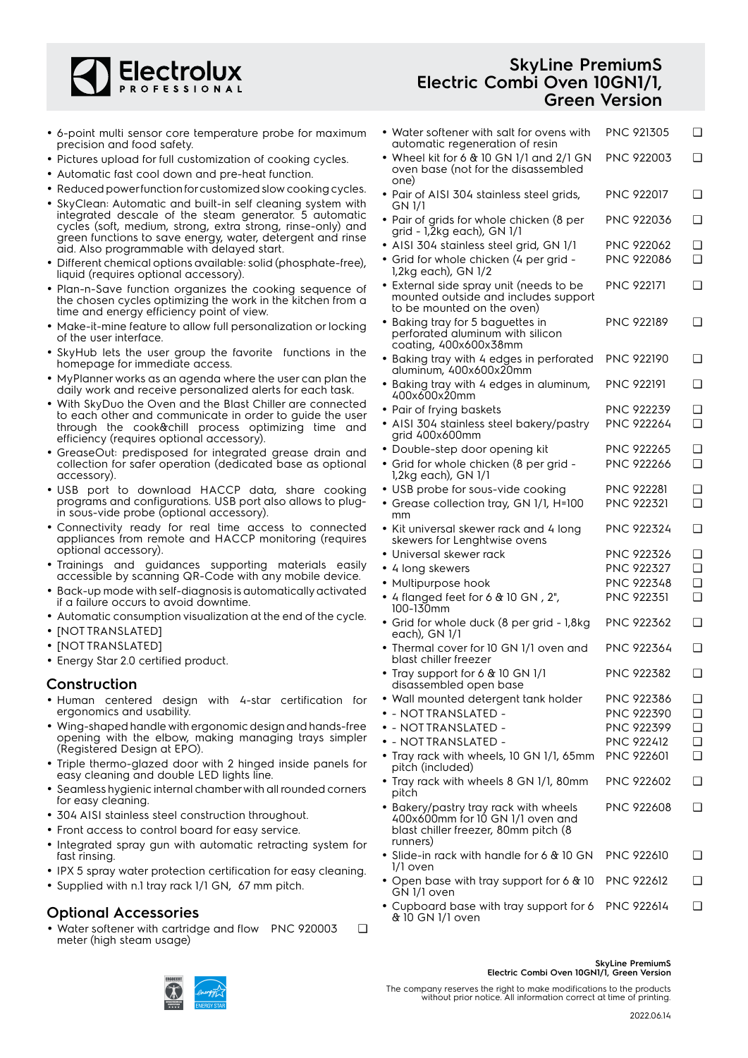# SkyLine PremiumS Electric Combi Oven 10GN1/1, Green Version

- 6-point multi sensor core temperature probe for maximum precision and food safety.
- Pictures upload for full customization of cooking cycles.
- Automatic fast cool down and pre-heat function.
- Reduced power function for customized slow cooking cycles.
- SkyClean: Automatic and built-in self cleaning system with integrated descale of the steam generator. 5 automatic cycles (soft, medium, strong, extra strong, rinse-only) and green functions to save energy, water, detergent and rinse aid. Also programmable with delayed start.
- Different chemical options available: solid (phosphate-free), liquid (requires optional accessory).
- Plan-n-Save function organizes the cooking sequence of the chosen cycles optimizing the work in the kitchen from a time and energy efficiency point of view.
- Make-it-mine feature to allow full personalization or locking of the user interface.
- SkyHub lets the user group the favorite functions in the homepage for immediate access.
- MyPlanner works as an agenda where the user can plan the daily work and receive personalized alerts for each task.
- With SkyDuo the Oven and the Blast Chiller are connected to each other and communicate in order to guide the user through the cook&chill process optimizing time and efficiency (requires optional accessory).
- GreaseOut: predisposed for integrated grease drain and collection for safer operation (dedicated base as optional accessory).
- USB port to download HACCP data, share cooking programs and configurations. USB port also allows to plug-in sous-vide probe (optional accessory).
- Connectivity ready for real time access to connected appliances from remote and HACCP monitoring (requires optional accessory).
- Trainings and guidances supporting materials easily accessible by scanning QR-Code with any mobile device.
- Back-up mode with self-diagnosis is automatically activated if a failure occurs to avoid downtime.
- Automatic consumption visualization at the end of the cycle.
- [NOT TRANSLATED]
- [NOT TRANSLATED]
- Energy Star 2.0 certified product.

## Construction

- Human centered design with 4-star certification for ergonomics and usability.
- Wing-shaped handle with ergonomic design and hands-free opening with the elbow, making managing trays simpler (Registered Design at EPO).
- Triple thermo-glazed door with 2 hinged inside panels for easy cleaning and double LED lights line.
- Seamless hygienic internal chamber with all rounded corners for easy cleaning.
- 304 AISI stainless steel construction throughout.
- Front access to control board for easy service.
- Integrated spray gun with automatic retracting system for fast rinsing.
- IPX 5 spray water protection certification for easy cleaning.
- Supplied with n.1 tray rack 1/1 GN, 67 mm pitch.

## Optional Accessories

- Water softener with cartridge and flow meter (high steam usage) — PNC 920003 ❑
- Water softener with salt for ovens with automatic regeneration of resin — PNC 921305 ❑
- Wheel kit for 6 & 10 GN 1/1 and 2/1 GN oven base (not for the disassembled one) — PNC 922003 ❑
- Pair of AISI 304 stainless steel grids, GN 1/1 — PNC 922017 ❑
- Pair of grids for whole chicken (8 per grid - 1,2kg each), GN 1/1 — PNC 922036 ❑
- AISI 304 stainless steel grid, GN 1/1 — PNC 922062 ❑
- Grid for whole chicken (4 per grid - 1,2kg each), GN 1/2 — PNC 922086 ❑
- External side spray unit (needs to be mounted outside and includes support to be mounted on the oven) — PNC 922171 ❑
- Baking tray for 5 baguettes in perforated aluminum with silicon coating, 400x600x38mm — PNC 922189 ❑
- Baking tray with 4 edges in perforated aluminum, 400x600x20mm — PNC 922190 ❑
- Baking tray with 4 edges in aluminum, 400x600x20mm — PNC 922191 ❑
- Pair of frying baskets — PNC 922239 ❑
- AISI 304 stainless steel bakery/pastry grid 400x600mm — PNC 922264 ❑
- Double-step door opening kit — PNC 922265 ❑
- Grid for whole chicken (8 per grid - 1,2kg each), GN 1/1 — PNC 922266 ❑
- USB probe for sous-vide cooking — PNC 922281 ❑
- Grease collection tray, GN 1/1, H=100 mm — PNC 922321 ❑
- Kit universal skewer rack and 4 long skewers for Lenghtwise ovens — PNC 922324 ❑
- Universal skewer rack — PNC 922326 ❑
- 4 long skewers — PNC 922327 ❑
- Multipurpose hook — PNC 922348 ❑
- 4 flanged feet for 6 & 10 GN , 2", 100-130mm — PNC 922351 ❑
- Grid for whole duck (8 per grid - 1,8kg each), GN 1/1 — PNC 922362 ❑
- Thermal cover for 10 GN 1/1 oven and blast chiller freezer — PNC 922364 ❑
- Tray support for 6 & 10 GN 1/1 disassembled open base — PNC 922382 ❑
- Wall mounted detergent tank holder — PNC 922386 ❑
- - NOT TRANSLATED - — PNC 922390 ❑
- - NOT TRANSLATED - — PNC 922399 ❑
- - NOT TRANSLATED - — PNC 922412 ❑
- Tray rack with wheels, 10 GN 1/1, 65mm pitch (included) — PNC 922601 ❑
- Tray rack with wheels 8 GN 1/1, 80mm pitch — PNC 922602 ❑
- Bakery/pastry tray rack with wheels 400x600mm for 10 GN 1/1 oven and blast chiller freezer, 80mm pitch (8 runners) — PNC 922608 ❑
- Slide-in rack with handle for 6 & 10 GN 1/1 oven — PNC 922610 ❑
- Open base with tray support for 6 & 10 GN 1/1 oven — PNC 922612 ❑
- Cupboard base with tray support for 6 & 10 GN 1/1 oven — PNC 922614 ❑

The company reserves the right to make modifications to the products without prior notice. All information correct at time of printing.

2022.06.14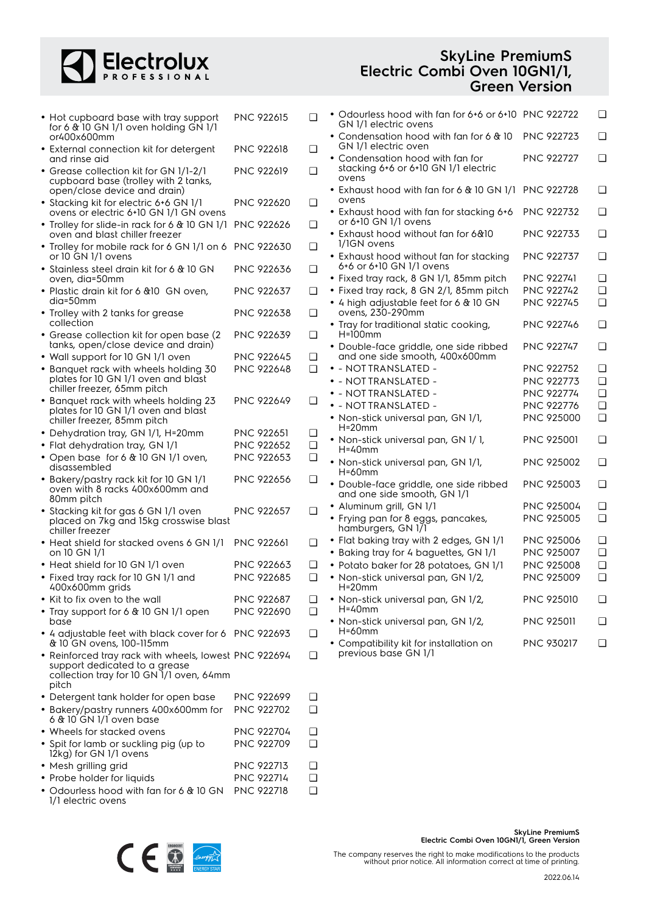# SkyLine PremiumS Electric Combi Oven 10GN1/1, Green Version

| Item | PNC | |
|---|---|---|
| Hot cupboard base with tray support for 6 & 10 GN 1/1 oven holding GN 1/1 or400x600mm | PNC 922615 | ❑ |
| External connection kit for detergent and rinse aid | PNC 922618 | ❑ |
| Grease collection kit for GN 1/1-2/1 cupboard base (trolley with 2 tanks, open/close device and drain) | PNC 922619 | ❑ |
| Stacking kit for electric 6+6 GN 1/1 ovens or electric 6+10 GN 1/1 GN ovens | PNC 922620 | ❑ |
| Trolley for slide-in rack for 6 & 10 GN 1/1 oven and blast chiller freezer | PNC 922626 | ❑ |
| Trolley for mobile rack for 6 GN 1/1 on 6 or 10 GN 1/1 ovens | PNC 922630 | ❑ |
| Stainless steel drain kit for 6 & 10 GN oven, dia=50mm | PNC 922636 | ❑ |
| Plastic drain kit for 6 &10 GN oven, dia=50mm | PNC 922637 | ❑ |
| Trolley with 2 tanks for grease collection | PNC 922638 | ❑ |
| Grease collection kit for open base (2 tanks, open/close device and drain) | PNC 922639 | ❑ |
| Wall support for 10 GN 1/1 oven | PNC 922645 | ❑ |
| Banquet rack with wheels holding 30 plates for 10 GN 1/1 oven and blast chiller freezer, 65mm pitch | PNC 922648 | ❑ |
| Banquet rack with wheels holding 23 plates for 10 GN 1/1 oven and blast chiller freezer, 85mm pitch | PNC 922649 | ❑ |
| Dehydration tray, GN 1/1, H=20mm | PNC 922651 | ❑ |
| Flat dehydration tray, GN 1/1 | PNC 922652 | ❑ |
| Open base for 6 & 10 GN 1/1 oven, disassembled | PNC 922653 | ❑ |
| Bakery/pastry rack kit for 10 GN 1/1 oven with 8 racks 400x600mm and 80mm pitch | PNC 922656 | ❑ |
| Stacking kit for gas 6 GN 1/1 oven placed on 7kg and 15kg crosswise blast chiller freezer | PNC 922657 | ❑ |
| Heat shield for stacked ovens 6 GN 1/1 on 10 GN 1/1 | PNC 922661 | ❑ |
| Heat shield for 10 GN 1/1 oven | PNC 922663 | ❑ |
| Fixed tray rack for 10 GN 1/1 and 400x600mm grids | PNC 922685 | ❑ |
| Kit to fix oven to the wall | PNC 922687 | ❑ |
| Tray support for 6 & 10 GN 1/1 open base | PNC 922690 | ❑ |
| 4 adjustable feet with black cover for 6 & 10 GN ovens, 100-115mm | PNC 922693 | ❑ |
| Reinforced tray rack with wheels, lowest support dedicated to a grease collection tray for 10 GN 1/1 oven, 64mm pitch | PNC 922694 | ❑ |
| Detergent tank holder for open base | PNC 922699 | ❑ |
| Bakery/pastry runners 400x600mm for 6 & 10 GN 1/1 oven base | PNC 922702 | ❑ |
| Wheels for stacked ovens | PNC 922704 | ❑ |
| Spit for lamb or suckling pig (up to 12kg) for GN 1/1 ovens | PNC 922709 | ❑ |
| Mesh grilling grid | PNC 922713 | ❑ |
| Probe holder for liquids | PNC 922714 | ❑ |
| Odourless hood with fan for 6 & 10 GN 1/1 electric ovens | PNC 922718 | ❑ |
| Odourless hood with fan for 6+6 or 6+10 GN 1/1 electric ovens | PNC 922722 | ❑ |
| Condensation hood with fan for 6 & 10 GN 1/1 electric oven | PNC 922723 | ❑ |
| Condensation hood with fan for stacking 6+6 or 6+10 GN 1/1 electric ovens | PNC 922727 | ❑ |
| Exhaust hood with fan for 6 & 10 GN 1/1 ovens | PNC 922728 | ❑ |
| Exhaust hood with fan for stacking 6+6 or 6+10 GN 1/1 ovens | PNC 922732 | ❑ |
| Exhaust hood without fan for 6&10 1/1GN ovens | PNC 922733 | ❑ |
| Exhaust hood without fan for stacking 6+6 or 6+10 GN 1/1 ovens | PNC 922737 | ❑ |
| Fixed tray rack, 8 GN 1/1, 85mm pitch | PNC 922741 | ❑ |
| Fixed tray rack, 8 GN 2/1, 85mm pitch | PNC 922742 | ❑ |
| 4 high adjustable feet for 6 & 10 GN ovens, 230-290mm | PNC 922745 | ❑ |
| Tray for traditional static cooking, H=100mm | PNC 922746 | ❑ |
| Double-face griddle, one side ribbed and one side smooth, 400x600mm | PNC 922747 | ❑ |
| - NOT TRANSLATED - | PNC 922752 | ❑ |
| - NOT TRANSLATED - | PNC 922773 | ❑ |
| - NOT TRANSLATED - | PNC 922774 | ❑ |
| - NOT TRANSLATED - | PNC 922776 | ❑ |
| Non-stick universal pan, GN 1/1, H=20mm | PNC 925000 | ❑ |
| Non-stick universal pan, GN 1/ 1, H=40mm | PNC 925001 | ❑ |
| Non-stick universal pan, GN 1/1, H=60mm | PNC 925002 | ❑ |
| Double-face griddle, one side ribbed and one side smooth, GN 1/1 | PNC 925003 | ❑ |
| Aluminum grill, GN 1/1 | PNC 925004 | ❑ |
| Frying pan for 8 eggs, pancakes, hamburgers, GN 1/1 | PNC 925005 | ❑ |
| Flat baking tray with 2 edges, GN 1/1 | PNC 925006 | ❑ |
| Baking tray for 4 baguettes, GN 1/1 | PNC 925007 | ❑ |
| Potato baker for 28 potatoes, GN 1/1 | PNC 925008 | ❑ |
| Non-stick universal pan, GN 1/2, H=20mm | PNC 925009 | ❑ |
| Non-stick universal pan, GN 1/2, H=40mm | PNC 925010 | ❑ |
| Non-stick universal pan, GN 1/2, H=60mm | PNC 925011 | ❑ |
| Compatibility kit for installation on previous base GN 1/1 | PNC 930217 | ❑ |

The company reserves the right to make modifications to the products without prior notice. All information correct at time of printing.

2022.06.14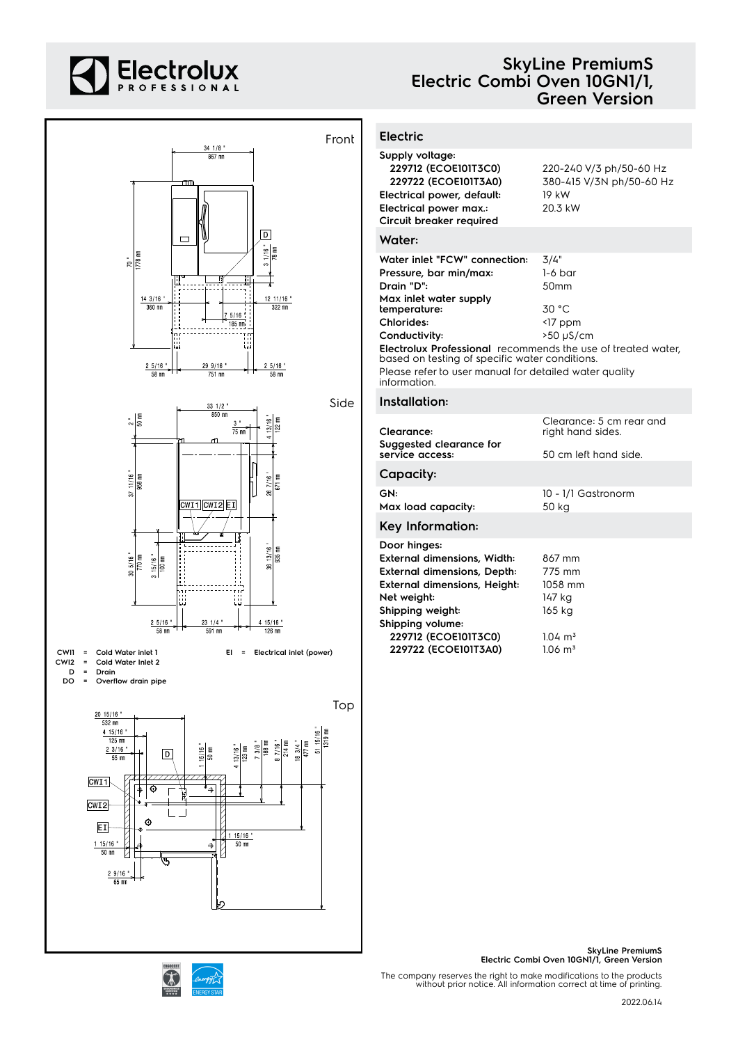# SkyLine PremiumS Electric Combi Oven 10GN1/1, Green Version

Front

Side

CWI1 = Cold Water inlet 1
CWI2 = Cold Water Inlet 2
D = Drain
DO = Overflow drain pipe
EI = Electrical inlet (power)

Top

## Electric

| | |
|---|---|
| Supply voltage: | |
| 229712 (ECOE101T3C0) | 220-240 V/3 ph/50-60 Hz |
| 229722 (ECOE101T3A0) | 380-415 V/3N ph/50-60 Hz |
| Electrical power, default: | 19 kW |
| Electrical power max.: | 20.3 kW |
| Circuit breaker required | |

## Water:

| | |
|---|---|
| Water inlet "FCW" connection: | 3/4" |
| Pressure, bar min/max: | 1-6 bar |
| Drain "D": | 50mm |
| Max inlet water supply temperature: | 30 °C |
| Chlorides: | <17 ppm |
| Conductivity: | >50 µS/cm |

**Electrolux Professional** recommends the use of treated water, based on testing of specific water conditions.

Please refer to user manual for detailed water quality information.

## Installation:

| | |
|---|---|
| Clearance: | Clearance: 5 cm rear and right hand sides. |
| Suggested clearance for service access: | 50 cm left hand side. |

## Capacity:

| | |
|---|---|
| GN: | 10 - 1/1 Gastronorm |
| Max load capacity: | 50 kg |

## Key Information:

| | |
|---|---|
| Door hinges: | |
| External dimensions, Width: | 867 mm |
| External dimensions, Depth: | 775 mm |
| External dimensions, Height: | 1058 mm |
| Net weight: | 147 kg |
| Shipping weight: | 165 kg |
| Shipping volume: | |
| 229712 (ECOE101T3C0) | 1.04 m³ |
| 229722 (ECOE101T3A0) | 1.06 m³ |

The company reserves the right to make modifications to the products without prior notice. All information correct at time of printing.

2022.06.14